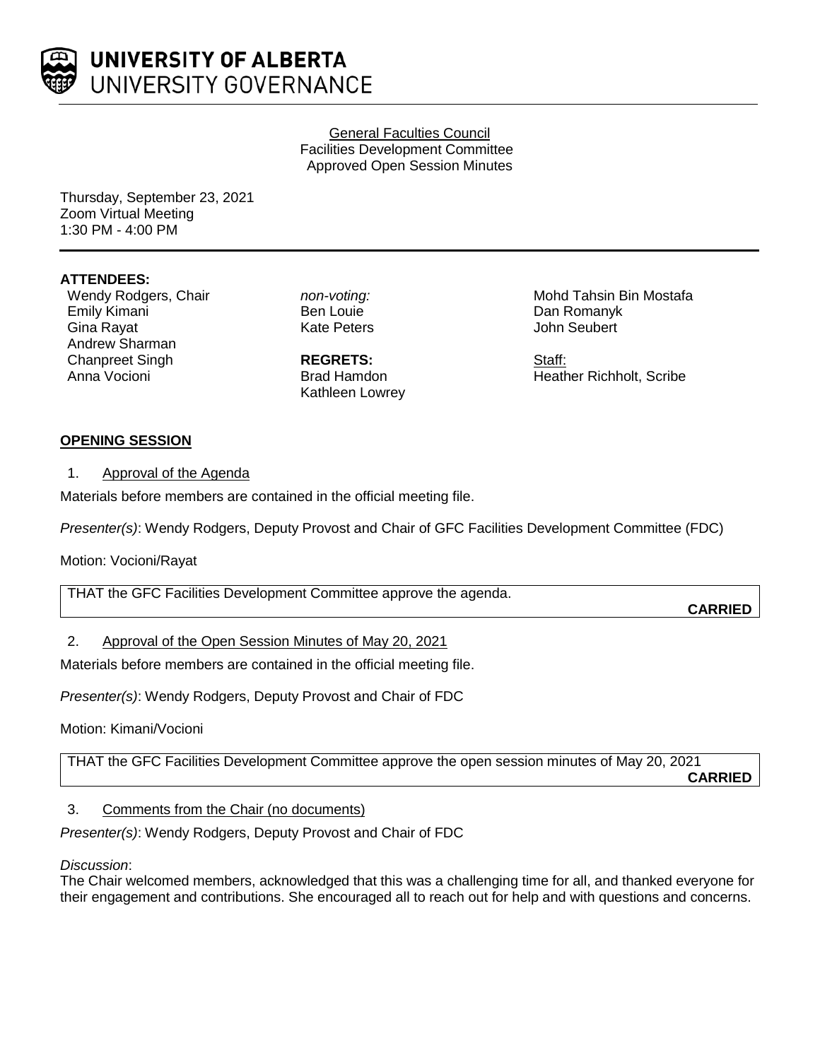**UNIVERSITY OF ALBERTA**
UNIVERSITY GOVERNANCE

General Faculties Council
Facilities Development Committee
Approved Open Session Minutes

Thursday, September 23, 2021
Zoom Virtual Meeting
1:30 PM - 4:00 PM

**ATTENDEES:**

Wendy Rodgers, Chair
Emily Kimani
Gina Rayat
Andrew Sharman
Chanpreet Singh
Anna Vocioni

*non-voting:*
Ben Louie
Kate Peters
Mohd Tahsin Bin Mostafa
Dan Romanyk
John Seubert

**REGRETS:**
Brad Hamdon
Kathleen Lowrey

Staff:
Heather Richholt, Scribe

**OPENING SESSION**

1. Approval of the Agenda

Materials before members are contained in the official meeting file.

*Presenter(s)*: Wendy Rodgers, Deputy Provost and Chair of GFC Facilities Development Committee (FDC)

Motion: Vocioni/Rayat

THAT the GFC Facilities Development Committee approve the agenda.

**CARRIED**

2. Approval of the Open Session Minutes of May 20, 2021

Materials before members are contained in the official meeting file.

*Presenter(s)*: Wendy Rodgers, Deputy Provost and Chair of FDC

Motion: Kimani/Vocioni

THAT the GFC Facilities Development Committee approve the open session minutes of May 20, 2021

**CARRIED**

3. Comments from the Chair (no documents)

*Presenter(s)*: Wendy Rodgers, Deputy Provost and Chair of FDC

*Discussion*:
The Chair welcomed members, acknowledged that this was a challenging time for all, and thanked everyone for their engagement and contributions. She encouraged all to reach out for help and with questions and concerns.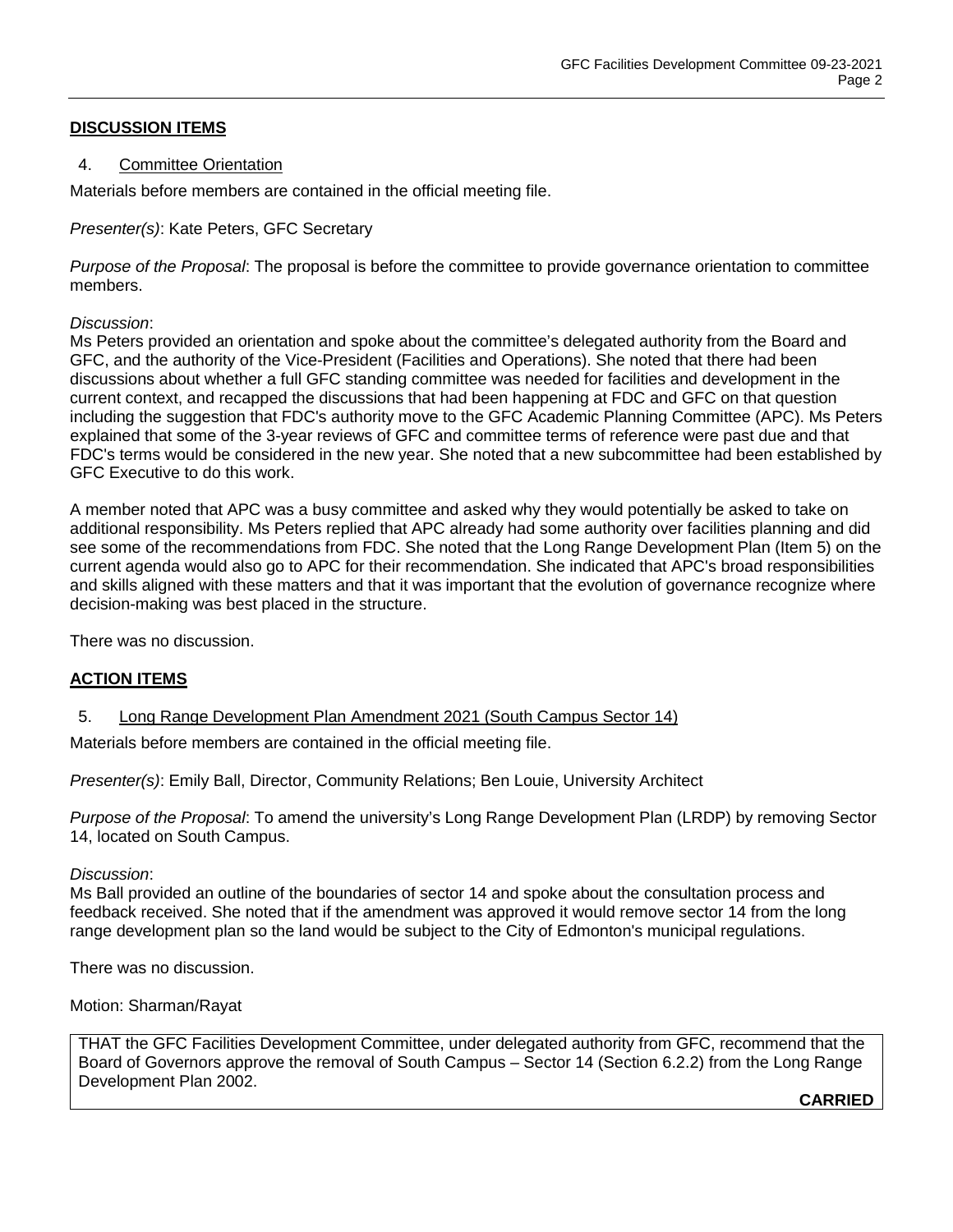## DISCUSSION ITEMS

### 4. Committee Orientation

Materials before members are contained in the official meeting file.

*Presenter(s)*: Kate Peters, GFC Secretary

*Purpose of the Proposal*: The proposal is before the committee to provide governance orientation to committee members.

*Discussion*:
Ms Peters provided an orientation and spoke about the committee's delegated authority from the Board and GFC, and the authority of the Vice-President (Facilities and Operations). She noted that there had been discussions about whether a full GFC standing committee was needed for facilities and development in the current context, and recapped the discussions that had been happening at FDC and GFC on that question including the suggestion that FDC's authority move to the GFC Academic Planning Committee (APC). Ms Peters explained that some of the 3-year reviews of GFC and committee terms of reference were past due and that FDC's terms would be considered in the new year. She noted that a new subcommittee had been established by GFC Executive to do this work.

A member noted that APC was a busy committee and asked why they would potentially be asked to take on additional responsibility. Ms Peters replied that APC already had some authority over facilities planning and did see some of the recommendations from FDC. She noted that the Long Range Development Plan (Item 5) on the current agenda would also go to APC for their recommendation. She indicated that APC's broad responsibilities and skills aligned with these matters and that it was important that the evolution of governance recognize where decision-making was best placed in the structure.

There was no discussion.

## ACTION ITEMS

### 5. Long Range Development Plan Amendment 2021 (South Campus Sector 14)

Materials before members are contained in the official meeting file.

*Presenter(s)*: Emily Ball, Director, Community Relations; Ben Louie, University Architect

*Purpose of the Proposal*: To amend the university's Long Range Development Plan (LRDP) by removing Sector 14, located on South Campus.

*Discussion*:
Ms Ball provided an outline of the boundaries of sector 14 and spoke about the consultation process and feedback received. She noted that if the amendment was approved it would remove sector 14 from the long range development plan so the land would be subject to the City of Edmonton's municipal regulations.

There was no discussion.

Motion: Sharman/Rayat

THAT the GFC Facilities Development Committee, under delegated authority from GFC, recommend that the Board of Governors approve the removal of South Campus – Sector 14 (Section 6.2.2) from the Long Range Development Plan 2002.

**CARRIED**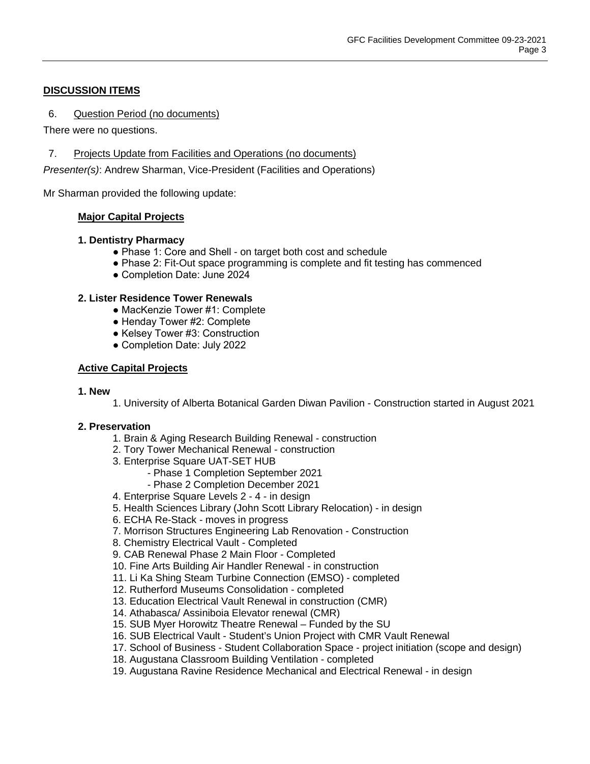**DISCUSSION ITEMS**

6. Question Period (no documents)

There were no questions.

7. Projects Update from Facilities and Operations (no documents)

*Presenter(s)*: Andrew Sharman, Vice-President (Facilities and Operations)

Mr Sharman provided the following update:

**Major Capital Projects**

**1. Dentistry Pharmacy**

- Phase 1: Core and Shell - on target both cost and schedule
- Phase 2: Fit-Out space programming is complete and fit testing has commenced
- Completion Date: June 2024

**2. Lister Residence Tower Renewals**

- MacKenzie Tower #1: Complete
- Henday Tower #2: Complete
- Kelsey Tower #3: Construction
- Completion Date: July 2022

**Active Capital Projects**

**1. New**

1. University of Alberta Botanical Garden Diwan Pavilion - Construction started in August 2021

**2. Preservation**

1. Brain & Aging Research Building Renewal - construction
2. Tory Tower Mechanical Renewal - construction
3. Enterprise Square UAT-SET HUB
   - Phase 1 Completion September 2021
   - Phase 2 Completion December 2021
4. Enterprise Square Levels 2 - 4 - in design
5. Health Sciences Library (John Scott Library Relocation) - in design
6. ECHA Re-Stack - moves in progress
7. Morrison Structures Engineering Lab Renovation - Construction
8. Chemistry Electrical Vault - Completed
9. CAB Renewal Phase 2 Main Floor - Completed
10. Fine Arts Building Air Handler Renewal - in construction
11. Li Ka Shing Steam Turbine Connection (EMSO) - completed
12. Rutherford Museums Consolidation - completed
13. Education Electrical Vault Renewal in construction (CMR)
14. Athabasca/ Assiniboia Elevator renewal (CMR)
15. SUB Myer Horowitz Theatre Renewal – Funded by the SU
16. SUB Electrical Vault - Student's Union Project with CMR Vault Renewal
17. School of Business - Student Collaboration Space - project initiation (scope and design)
18. Augustana Classroom Building Ventilation - completed
19. Augustana Ravine Residence Mechanical and Electrical Renewal - in design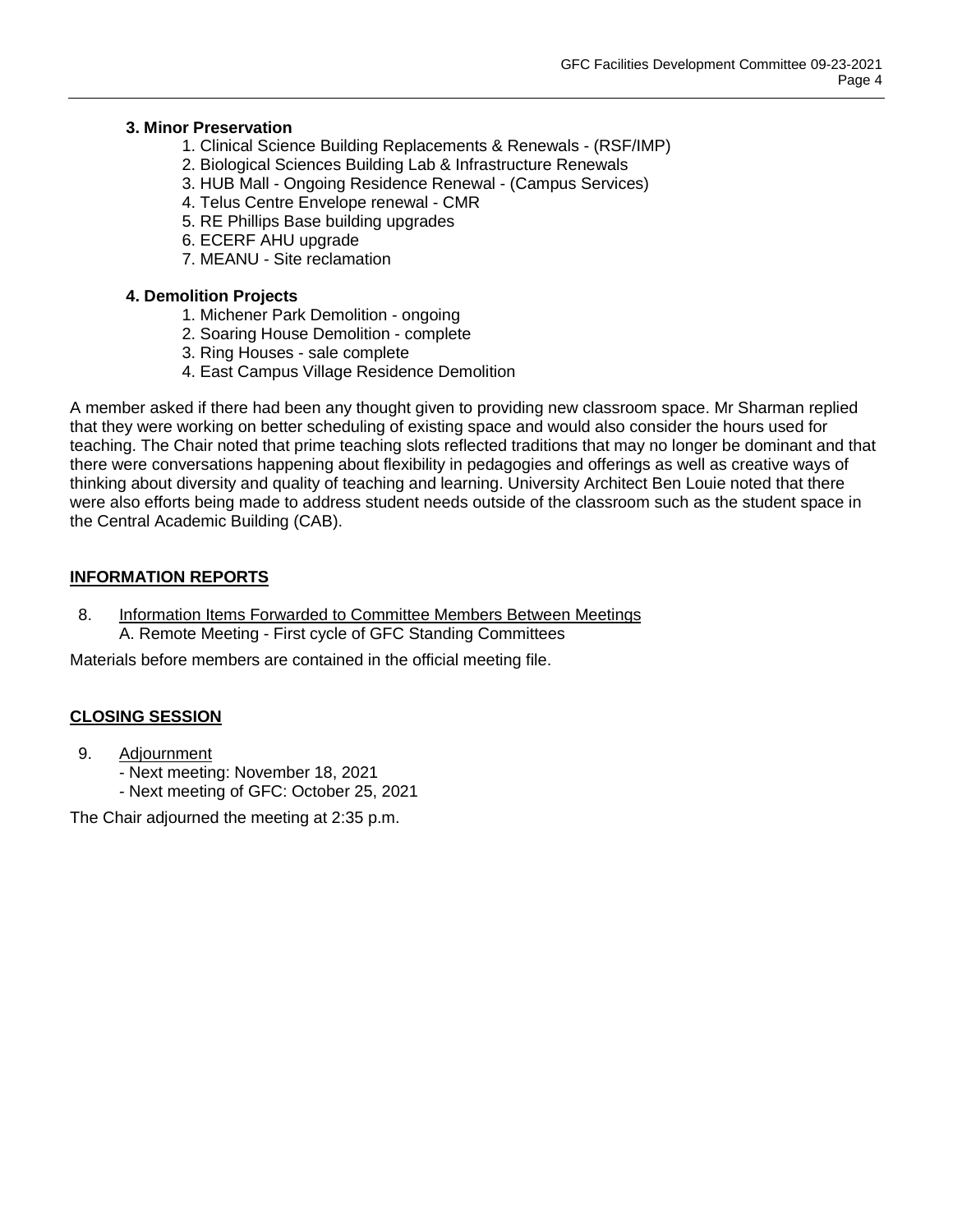**3. Minor Preservation**

1. Clinical Science Building Replacements & Renewals - (RSF/IMP)
2. Biological Sciences Building Lab & Infrastructure Renewals
3. HUB Mall - Ongoing Residence Renewal - (Campus Services)
4. Telus Centre Envelope renewal - CMR
5. RE Phillips Base building upgrades
6. ECERF AHU upgrade
7. MEANU - Site reclamation

**4. Demolition Projects**

1. Michener Park Demolition - ongoing
2. Soaring House Demolition - complete
3. Ring Houses - sale complete
4. East Campus Village Residence Demolition

A member asked if there had been any thought given to providing new classroom space. Mr Sharman replied that they were working on better scheduling of existing space and would also consider the hours used for teaching. The Chair noted that prime teaching slots reflected traditions that may no longer be dominant and that there were conversations happening about flexibility in pedagogies and offerings as well as creative ways of thinking about diversity and quality of teaching and learning. University Architect Ben Louie noted that there were also efforts being made to address student needs outside of the classroom such as the student space in the Central Academic Building (CAB).

## INFORMATION REPORTS

8. Information Items Forwarded to Committee Members Between Meetings
   A. Remote Meeting - First cycle of GFC Standing Committees

Materials before members are contained in the official meeting file.

## CLOSING SESSION

9. Adjournment
   - Next meeting: November 18, 2021
   - Next meeting of GFC: October 25, 2021

The Chair adjourned the meeting at 2:35 p.m.